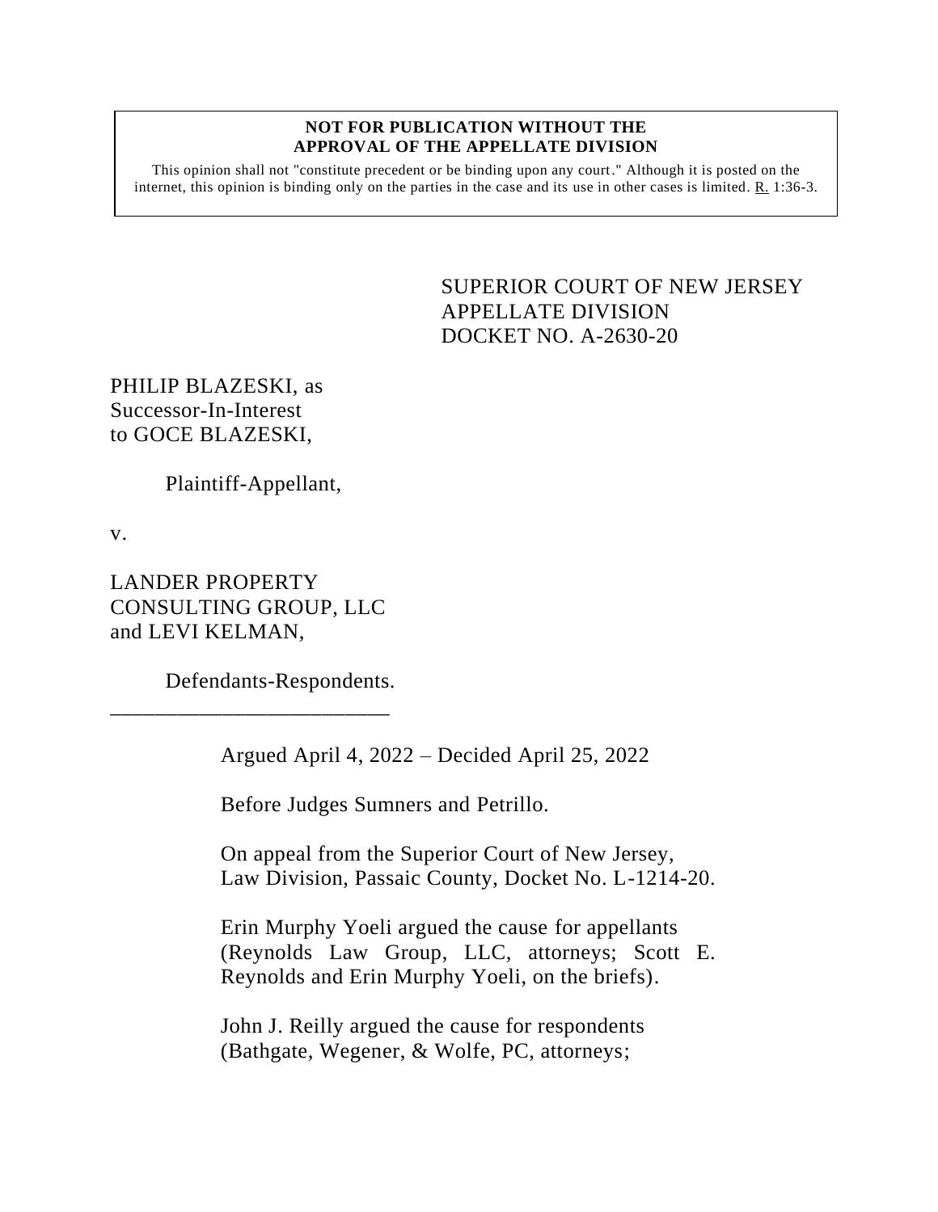**NOT FOR PUBLICATION WITHOUT THE APPROVAL OF THE APPELLATE DIVISION**

This opinion shall not "constitute precedent or be binding upon any court." Although it is posted on the internet, this opinion is binding only on the parties in the case and its use in other cases is limited. R. 1:36-3.

SUPERIOR COURT OF NEW JERSEY
APPELLATE DIVISION
DOCKET NO. A-2630-20

PHILIP BLAZESKI, as Successor-In-Interest to GOCE BLAZESKI,

Plaintiff-Appellant,

v.

LANDER PROPERTY CONSULTING GROUP, LLC and LEVI KELMAN,

Defendants-Respondents.

\_\_\_\_\_\_\_\_\_\_\_\_\_\_\_\_\_\_\_\_\_\_\_\_\_\_

Argued April 4, 2022 – Decided April 25, 2022

Before Judges Sumners and Petrillo.

On appeal from the Superior Court of New Jersey, Law Division, Passaic County, Docket No. L-1214-20.

Erin Murphy Yoeli argued the cause for appellants (Reynolds Law Group, LLC, attorneys; Scott E. Reynolds and Erin Murphy Yoeli, on the briefs).

John J. Reilly argued the cause for respondents (Bathgate, Wegener, & Wolfe, PC, attorneys;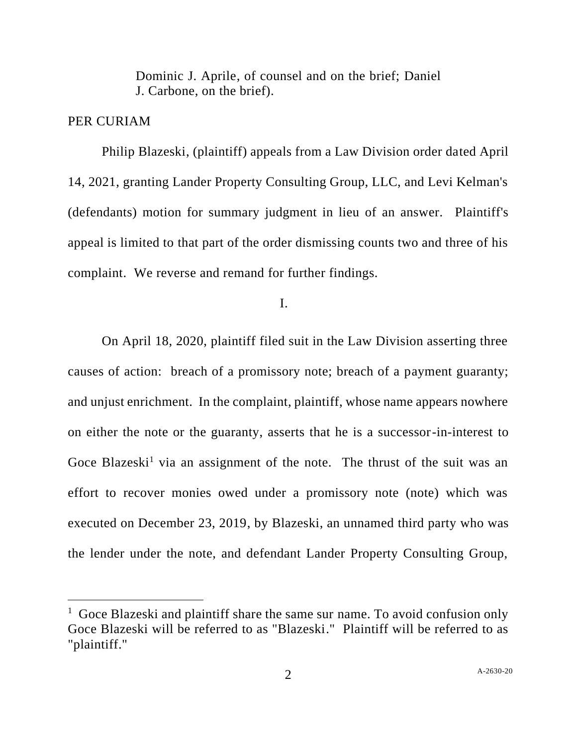Dominic J. Aprile, of counsel and on the brief; Daniel J. Carbone, on the brief).

PER CURIAM

Philip Blazeski, (plaintiff) appeals from a Law Division order dated April 14, 2021, granting Lander Property Consulting Group, LLC, and Levi Kelman's (defendants) motion for summary judgment in lieu of an answer. Plaintiff's appeal is limited to that part of the order dismissing counts two and three of his complaint. We reverse and remand for further findings.

I.

On April 18, 2020, plaintiff filed suit in the Law Division asserting three causes of action: breach of a promissory note; breach of a payment guaranty; and unjust enrichment. In the complaint, plaintiff, whose name appears nowhere on either the note or the guaranty, asserts that he is a successor-in-interest to Goce Blazeski[1] via an assignment of the note. The thrust of the suit was an effort to recover monies owed under a promissory note (note) which was executed on December 23, 2019, by Blazeski, an unnamed third party who was the lender under the note, and defendant Lander Property Consulting Group,

[1] Goce Blazeski and plaintiff share the same sur name. To avoid confusion only Goce Blazeski will be referred to as "Blazeski." Plaintiff will be referred to as "plaintiff."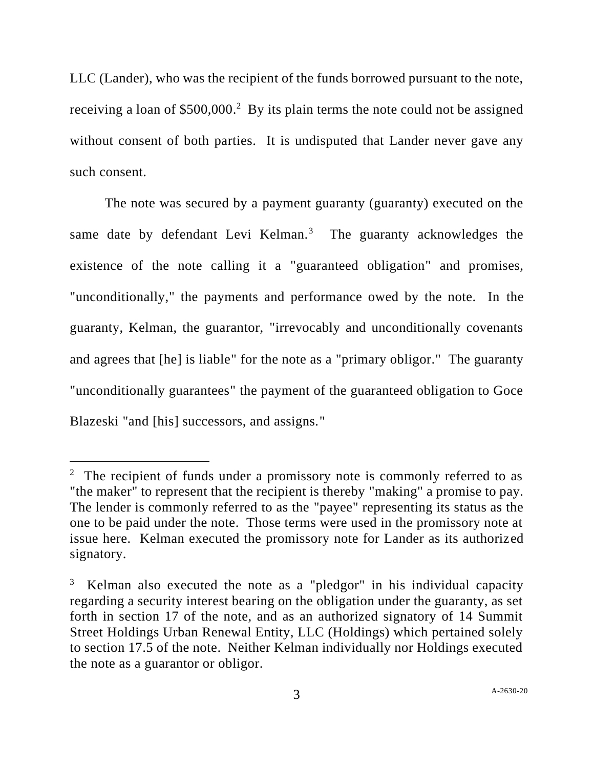LLC (Lander), who was the recipient of the funds borrowed pursuant to the note, receiving a loan of $500,000.[2] By its plain terms the note could not be assigned without consent of both parties. It is undisputed that Lander never gave any such consent.

The note was secured by a payment guaranty (guaranty) executed on the same date by defendant Levi Kelman.[3] The guaranty acknowledges the existence of the note calling it a "guaranteed obligation" and promises, "unconditionally," the payments and performance owed by the note. In the guaranty, Kelman, the guarantor, "irrevocably and unconditionally covenants and agrees that [he] is liable" for the note as a "primary obligor." The guaranty "unconditionally guarantees" the payment of the guaranteed obligation to Goce Blazeski "and [his] successors, and assigns."

---

[2] The recipient of funds under a promissory note is commonly referred to as "the maker" to represent that the recipient is thereby "making" a promise to pay. The lender is commonly referred to as the "payee" representing its status as the one to be paid under the note. Those terms were used in the promissory note at issue here. Kelman executed the promissory note for Lander as its authorized signatory.

[3] Kelman also executed the note as a "pledgor" in his individual capacity regarding a security interest bearing on the obligation under the guaranty, as set forth in section 17 of the note, and as an authorized signatory of 14 Summit Street Holdings Urban Renewal Entity, LLC (Holdings) which pertained solely to section 17.5 of the note. Neither Kelman individually nor Holdings executed the note as a guarantor or obligor.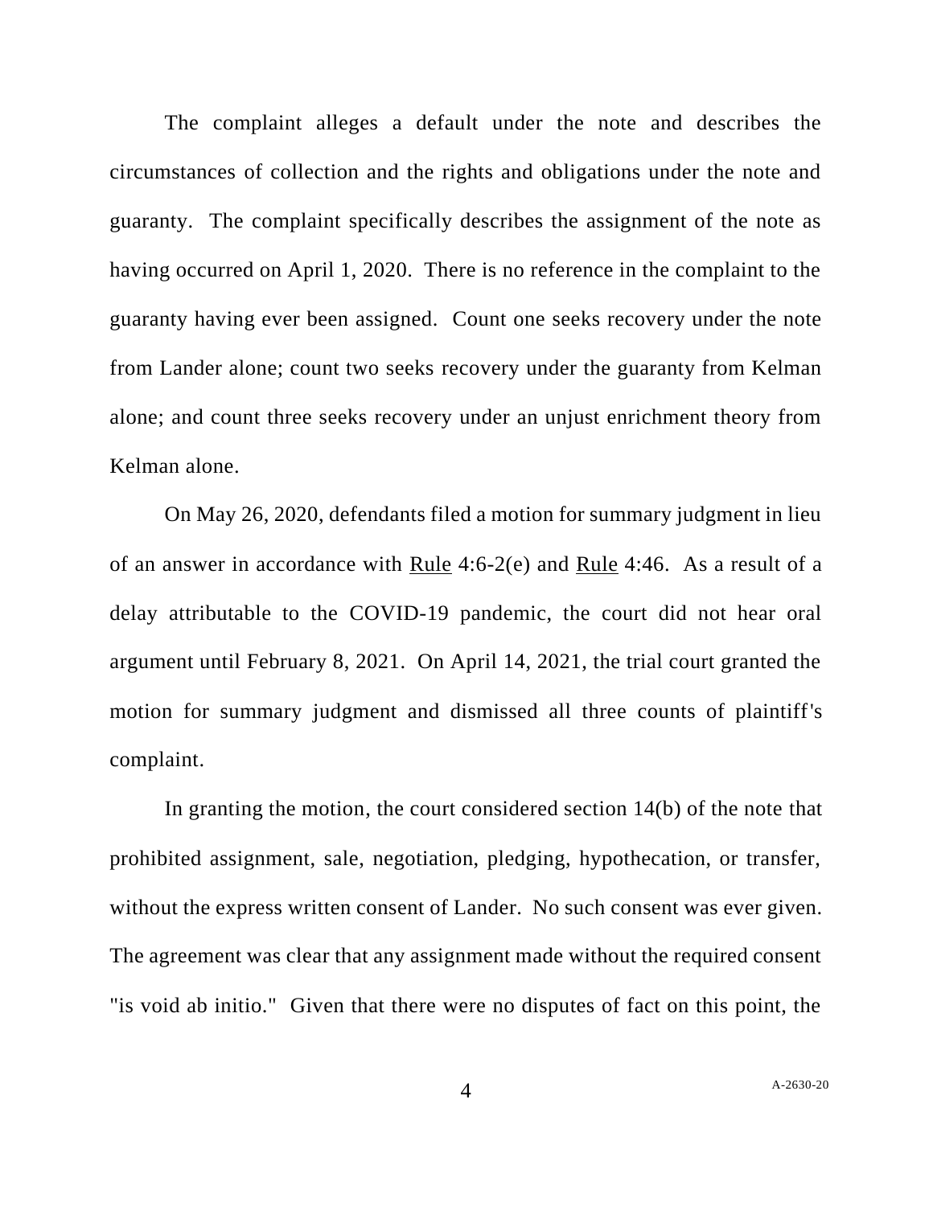The complaint alleges a default under the note and describes the circumstances of collection and the rights and obligations under the note and guaranty. The complaint specifically describes the assignment of the note as having occurred on April 1, 2020. There is no reference in the complaint to the guaranty having ever been assigned. Count one seeks recovery under the note from Lander alone; count two seeks recovery under the guaranty from Kelman alone; and count three seeks recovery under an unjust enrichment theory from Kelman alone.

On May 26, 2020, defendants filed a motion for summary judgment in lieu of an answer in accordance with Rule 4:6-2(e) and Rule 4:46. As a result of a delay attributable to the COVID-19 pandemic, the court did not hear oral argument until February 8, 2021. On April 14, 2021, the trial court granted the motion for summary judgment and dismissed all three counts of plaintiff's complaint.

In granting the motion, the court considered section 14(b) of the note that prohibited assignment, sale, negotiation, pledging, hypothecation, or transfer, without the express written consent of Lander. No such consent was ever given. The agreement was clear that any assignment made without the required consent "is void ab initio." Given that there were no disputes of fact on this point, the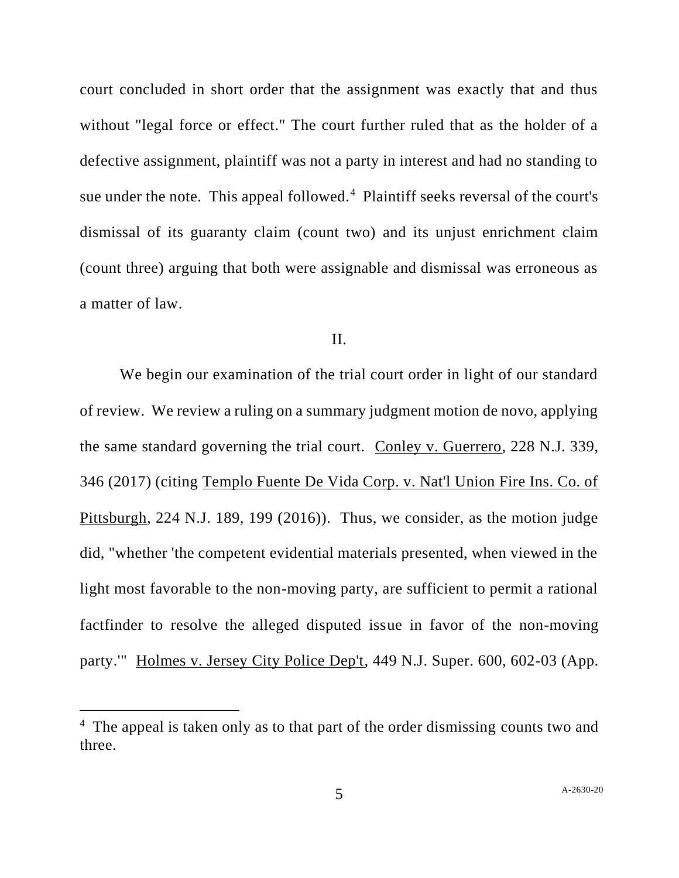court concluded in short order that the assignment was exactly that and thus without "legal force or effect." The court further ruled that as the holder of a defective assignment, plaintiff was not a party in interest and had no standing to sue under the note. This appeal followed.[4] Plaintiff seeks reversal of the court's dismissal of its guaranty claim (count two) and its unjust enrichment claim (count three) arguing that both were assignable and dismissal was erroneous as a matter of law.

II.

We begin our examination of the trial court order in light of our standard of review. We review a ruling on a summary judgment motion de novo, applying the same standard governing the trial court. Conley v. Guerrero, 228 N.J. 339, 346 (2017) (citing Templo Fuente De Vida Corp. v. Nat'l Union Fire Ins. Co. of Pittsburgh, 224 N.J. 189, 199 (2016)). Thus, we consider, as the motion judge did, "whether 'the competent evidential materials presented, when viewed in the light most favorable to the non-moving party, are sufficient to permit a rational factfinder to resolve the alleged disputed issue in favor of the non-moving party.'" Holmes v. Jersey City Police Dep't, 449 N.J. Super. 600, 602-03 (App.

---

[4] The appeal is taken only as to that part of the order dismissing counts two and three.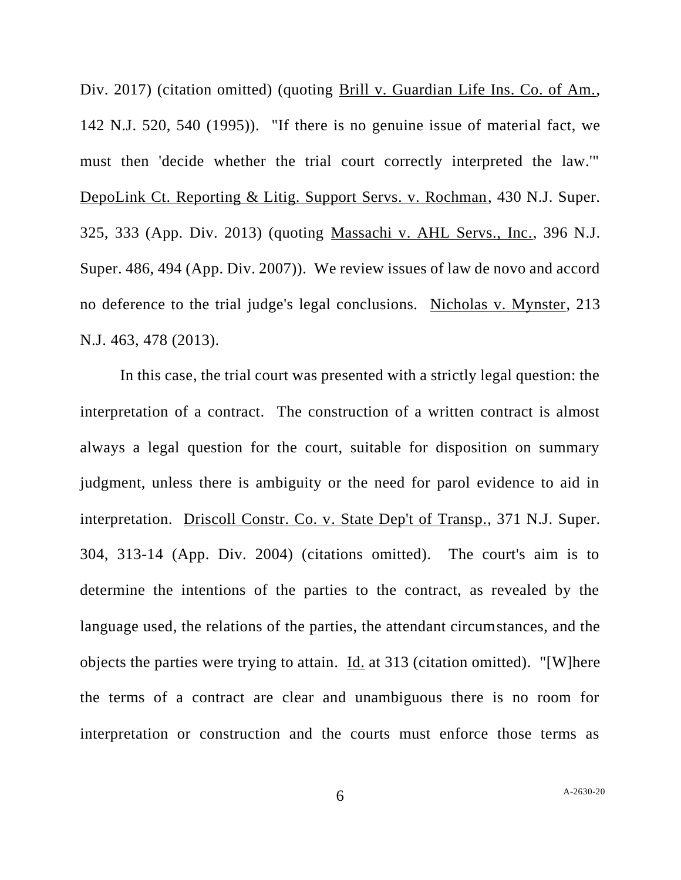Div. 2017) (citation omitted) (quoting Brill v. Guardian Life Ins. Co. of Am., 142 N.J. 520, 540 (1995)). "If there is no genuine issue of material fact, we must then 'decide whether the trial court correctly interpreted the law.'" DepoLink Ct. Reporting & Litig. Support Servs. v. Rochman, 430 N.J. Super. 325, 333 (App. Div. 2013) (quoting Massachi v. AHL Servs., Inc., 396 N.J. Super. 486, 494 (App. Div. 2007)). We review issues of law de novo and accord no deference to the trial judge's legal conclusions. Nicholas v. Mynster, 213 N.J. 463, 478 (2013).

In this case, the trial court was presented with a strictly legal question: the interpretation of a contract. The construction of a written contract is almost always a legal question for the court, suitable for disposition on summary judgment, unless there is ambiguity or the need for parol evidence to aid in interpretation. Driscoll Constr. Co. v. State Dep't of Transp., 371 N.J. Super. 304, 313-14 (App. Div. 2004) (citations omitted). The court's aim is to determine the intentions of the parties to the contract, as revealed by the language used, the relations of the parties, the attendant circumstances, and the objects the parties were trying to attain. Id. at 313 (citation omitted). "[W]here the terms of a contract are clear and unambiguous there is no room for interpretation or construction and the courts must enforce those terms as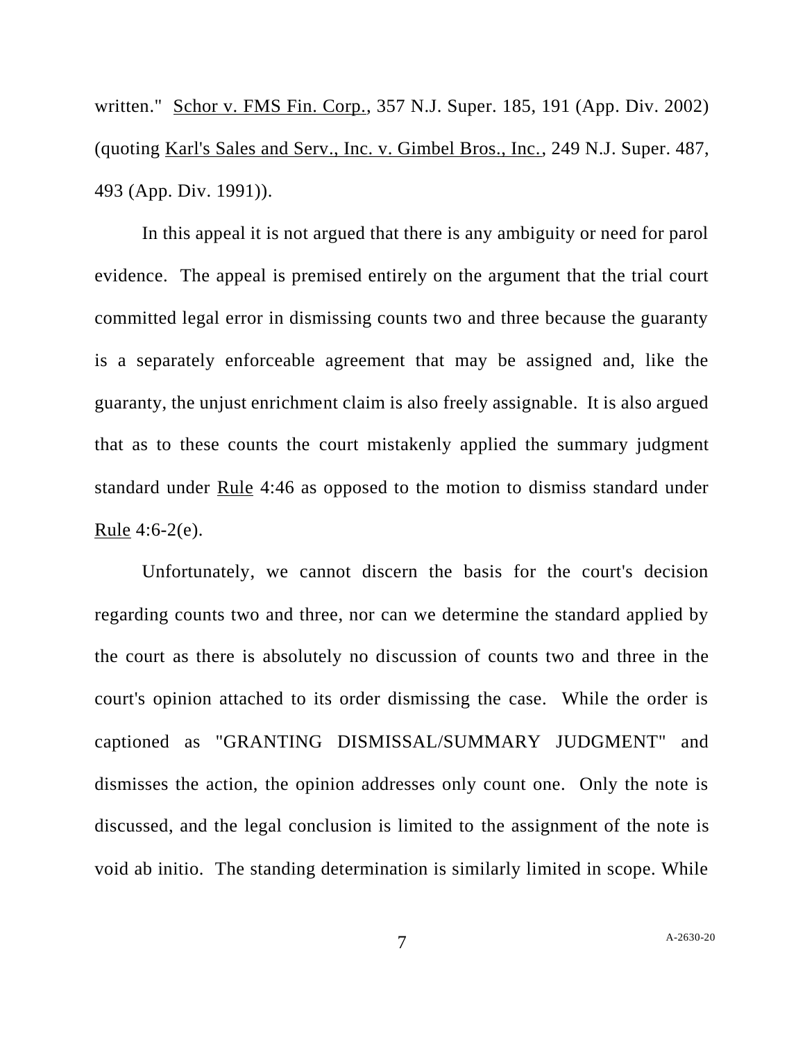written." Schor v. FMS Fin. Corp., 357 N.J. Super. 185, 191 (App. Div. 2002) (quoting Karl's Sales and Serv., Inc. v. Gimbel Bros., Inc., 249 N.J. Super. 487, 493 (App. Div. 1991)).

In this appeal it is not argued that there is any ambiguity or need for parol evidence. The appeal is premised entirely on the argument that the trial court committed legal error in dismissing counts two and three because the guaranty is a separately enforceable agreement that may be assigned and, like the guaranty, the unjust enrichment claim is also freely assignable. It is also argued that as to these counts the court mistakenly applied the summary judgment standard under Rule 4:46 as opposed to the motion to dismiss standard under Rule 4:6-2(e).

Unfortunately, we cannot discern the basis for the court's decision regarding counts two and three, nor can we determine the standard applied by the court as there is absolutely no discussion of counts two and three in the court's opinion attached to its order dismissing the case. While the order is captioned as "GRANTING DISMISSAL/SUMMARY JUDGMENT" and dismisses the action, the opinion addresses only count one. Only the note is discussed, and the legal conclusion is limited to the assignment of the note is void ab initio. The standing determination is similarly limited in scope. While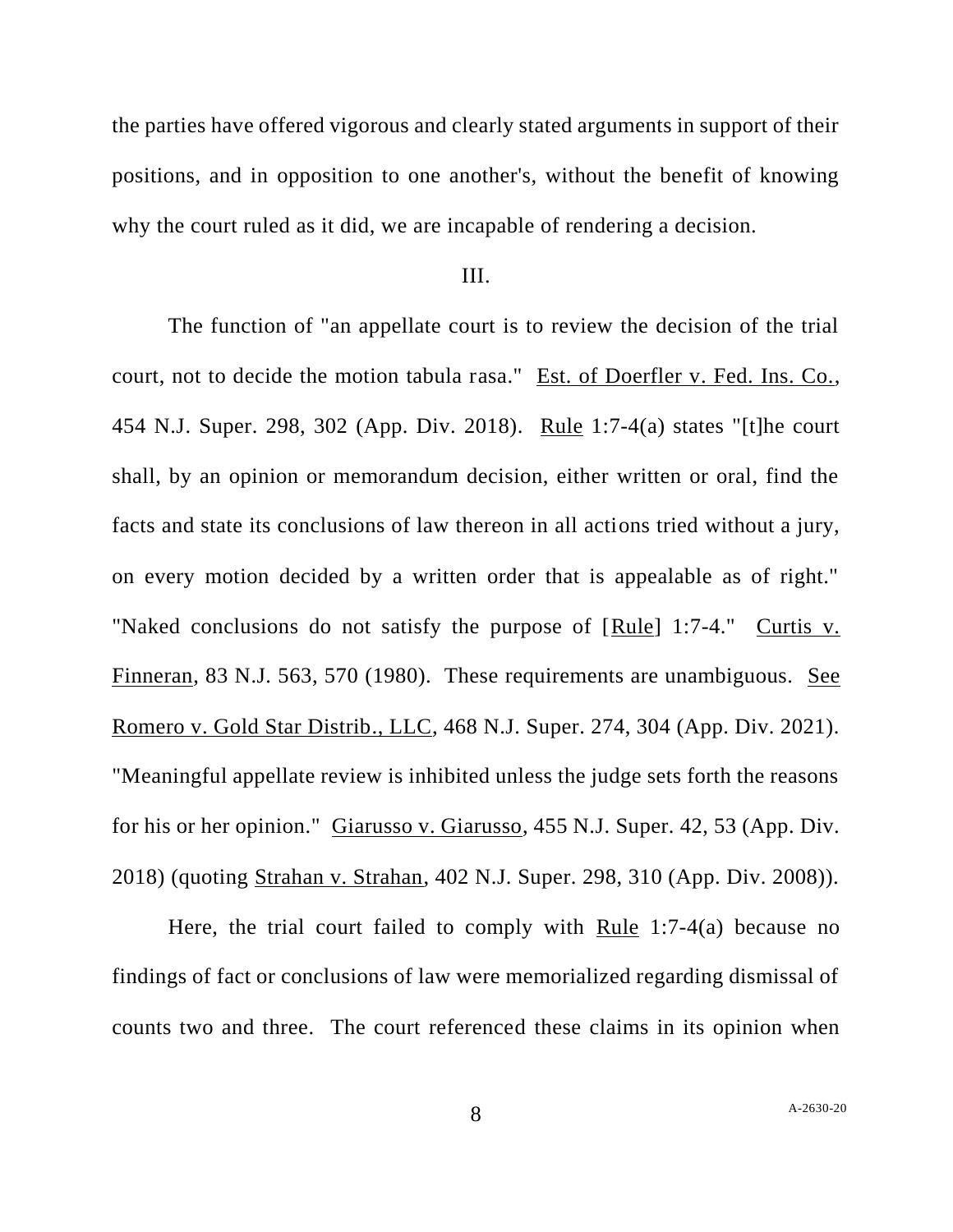the parties have offered vigorous and clearly stated arguments in support of their positions, and in opposition to one another's, without the benefit of knowing why the court ruled as it did, we are incapable of rendering a decision.

## III.

The function of "an appellate court is to review the decision of the trial court, not to decide the motion tabula rasa." Est. of Doerfler v. Fed. Ins. Co., 454 N.J. Super. 298, 302 (App. Div. 2018). Rule 1:7-4(a) states "[t]he court shall, by an opinion or memorandum decision, either written or oral, find the facts and state its conclusions of law thereon in all actions tried without a jury, on every motion decided by a written order that is appealable as of right." "Naked conclusions do not satisfy the purpose of [Rule] 1:7-4." Curtis v. Finneran, 83 N.J. 563, 570 (1980). These requirements are unambiguous. See Romero v. Gold Star Distrib., LLC, 468 N.J. Super. 274, 304 (App. Div. 2021). "Meaningful appellate review is inhibited unless the judge sets forth the reasons for his or her opinion." Giarusso v. Giarusso, 455 N.J. Super. 42, 53 (App. Div. 2018) (quoting Strahan v. Strahan, 402 N.J. Super. 298, 310 (App. Div. 2008)).

Here, the trial court failed to comply with Rule 1:7-4(a) because no findings of fact or conclusions of law were memorialized regarding dismissal of counts two and three. The court referenced these claims in its opinion when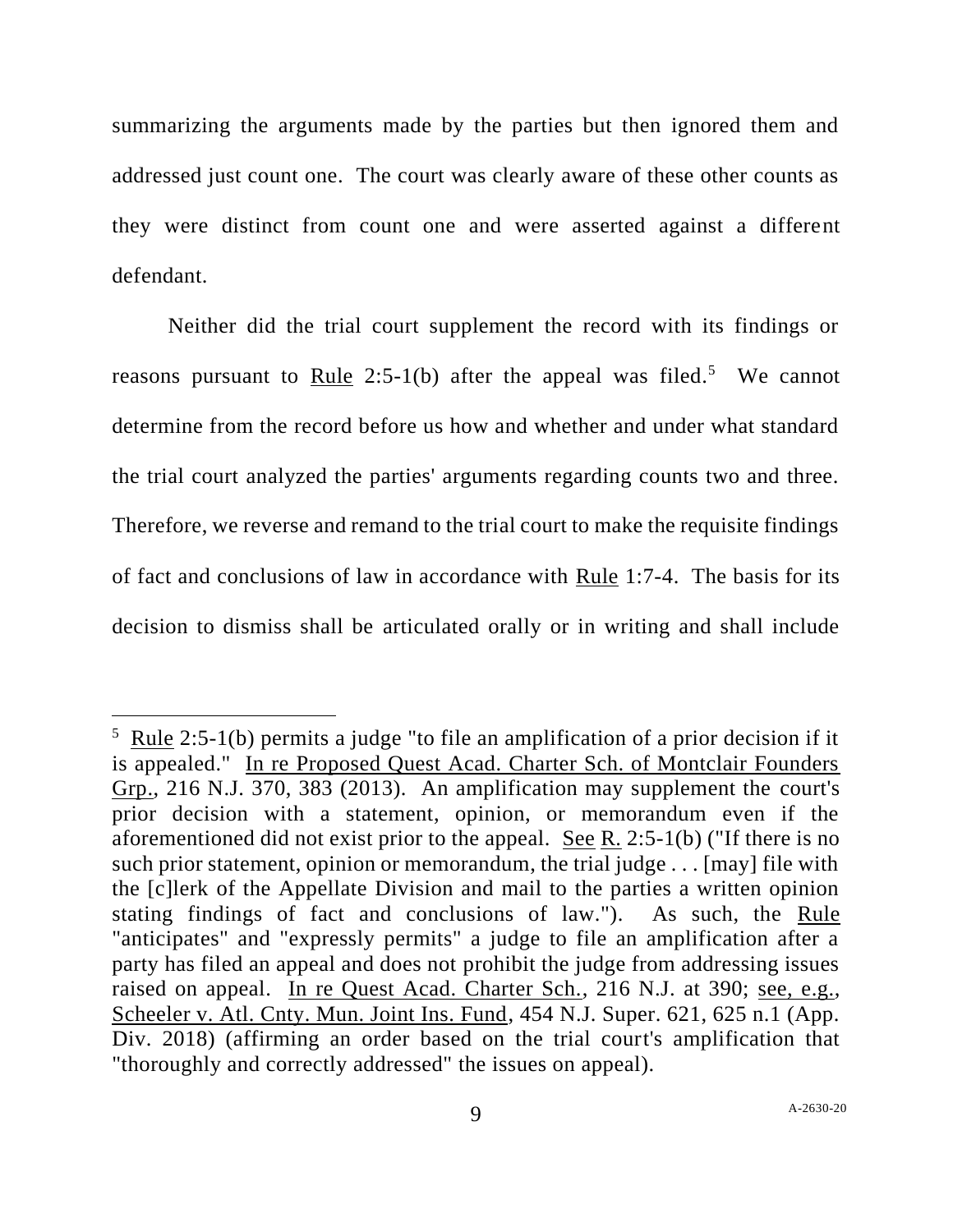summarizing the arguments made by the parties but then ignored them and addressed just count one. The court was clearly aware of these other counts as they were distinct from count one and were asserted against a different defendant.

Neither did the trial court supplement the record with its findings or reasons pursuant to Rule 2:5-1(b) after the appeal was filed.[5] We cannot determine from the record before us how and whether and under what standard the trial court analyzed the parties' arguments regarding counts two and three. Therefore, we reverse and remand to the trial court to make the requisite findings of fact and conclusions of law in accordance with Rule 1:7-4. The basis for its decision to dismiss shall be articulated orally or in writing and shall include

---

[5] Rule 2:5-1(b) permits a judge "to file an amplification of a prior decision if it is appealed." In re Proposed Quest Acad. Charter Sch. of Montclair Founders Grp., 216 N.J. 370, 383 (2013). An amplification may supplement the court's prior decision with a statement, opinion, or memorandum even if the aforementioned did not exist prior to the appeal. See R. 2:5-1(b) ("If there is no such prior statement, opinion or memorandum, the trial judge . . . [may] file with the [c]lerk of the Appellate Division and mail to the parties a written opinion stating findings of fact and conclusions of law."). As such, the Rule "anticipates" and "expressly permits" a judge to file an amplification after a party has filed an appeal and does not prohibit the judge from addressing issues raised on appeal. In re Quest Acad. Charter Sch., 216 N.J. at 390; see, e.g., Scheeler v. Atl. Cnty. Mun. Joint Ins. Fund, 454 N.J. Super. 621, 625 n.1 (App. Div. 2018) (affirming an order based on the trial court's amplification that "thoroughly and correctly addressed" the issues on appeal).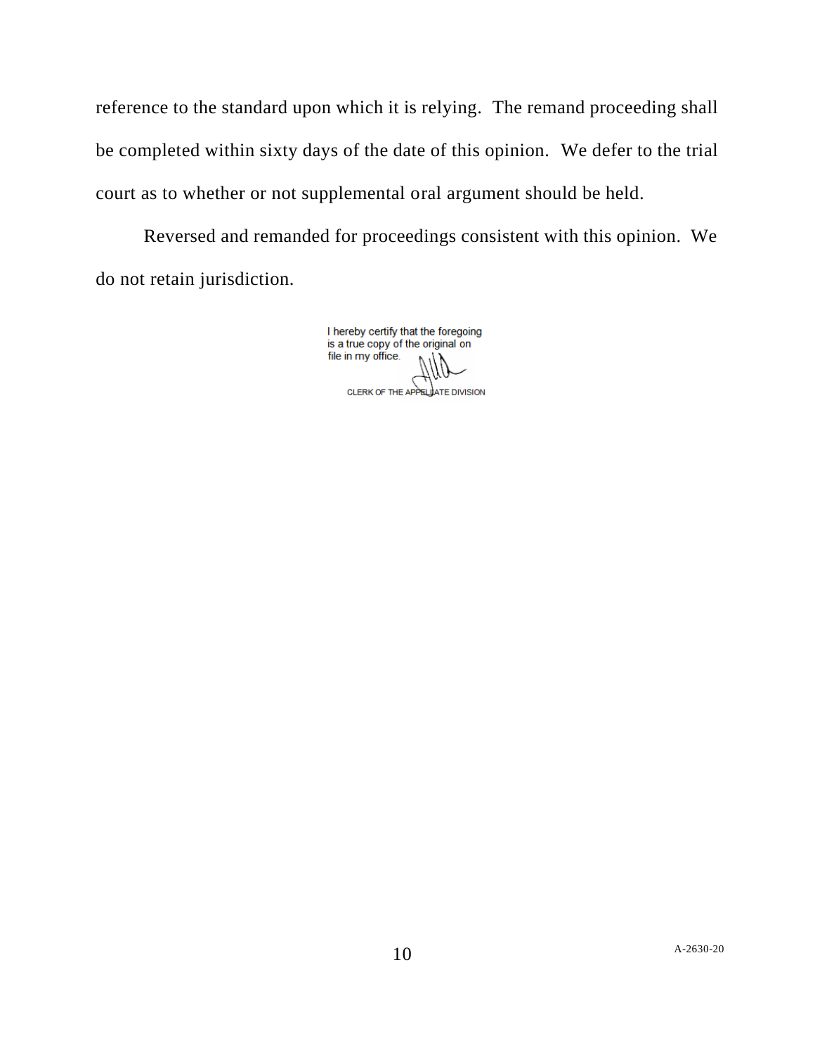reference to the standard upon which it is relying. The remand proceeding shall be completed within sixty days of the date of this opinion. We defer to the trial court as to whether or not supplemental oral argument should be held.

Reversed and remanded for proceedings consistent with this opinion. We do not retain jurisdiction.

I hereby certify that the foregoing is a true copy of the original on file in my office.

CLERK OF THE APPELLATE DIVISION

A-2630-20